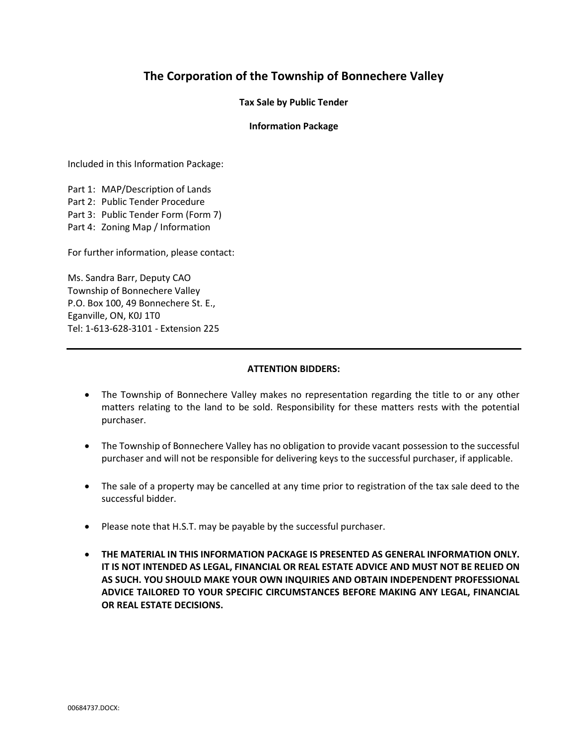# The Corporation of the Township of Bonnechere Valley

**Tax Sale by Public Tender**

**Information Package**

Included in this Information Package:

Part 1: MAP/Description of Lands
Part 2: Public Tender Procedure
Part 3: Public Tender Form (Form 7)
Part 4: Zoning Map / Information

For further information, please contact:

Ms. Sandra Barr, Deputy CAO
Township of Bonnechere Valley
P.O. Box 100, 49 Bonnechere St. E.,
Eganville, ON, K0J 1T0
Tel: 1-613-628-3101 - Extension 225

---

**ATTENTION BIDDERS:**

- The Township of Bonnechere Valley makes no representation regarding the title to or any other matters relating to the land to be sold. Responsibility for these matters rests with the potential purchaser.
- The Township of Bonnechere Valley has no obligation to provide vacant possession to the successful purchaser and will not be responsible for delivering keys to the successful purchaser, if applicable.
- The sale of a property may be cancelled at any time prior to registration of the tax sale deed to the successful bidder.
- Please note that H.S.T. may be payable by the successful purchaser.
- **THE MATERIAL IN THIS INFORMATION PACKAGE IS PRESENTED AS GENERAL INFORMATION ONLY. IT IS NOT INTENDED AS LEGAL, FINANCIAL OR REAL ESTATE ADVICE AND MUST NOT BE RELIED ON AS SUCH. YOU SHOULD MAKE YOUR OWN INQUIRIES AND OBTAIN INDEPENDENT PROFESSIONAL ADVICE TAILORED TO YOUR SPECIFIC CIRCUMSTANCES BEFORE MAKING ANY LEGAL, FINANCIAL OR REAL ESTATE DECISIONS.**

00684737.DOCX: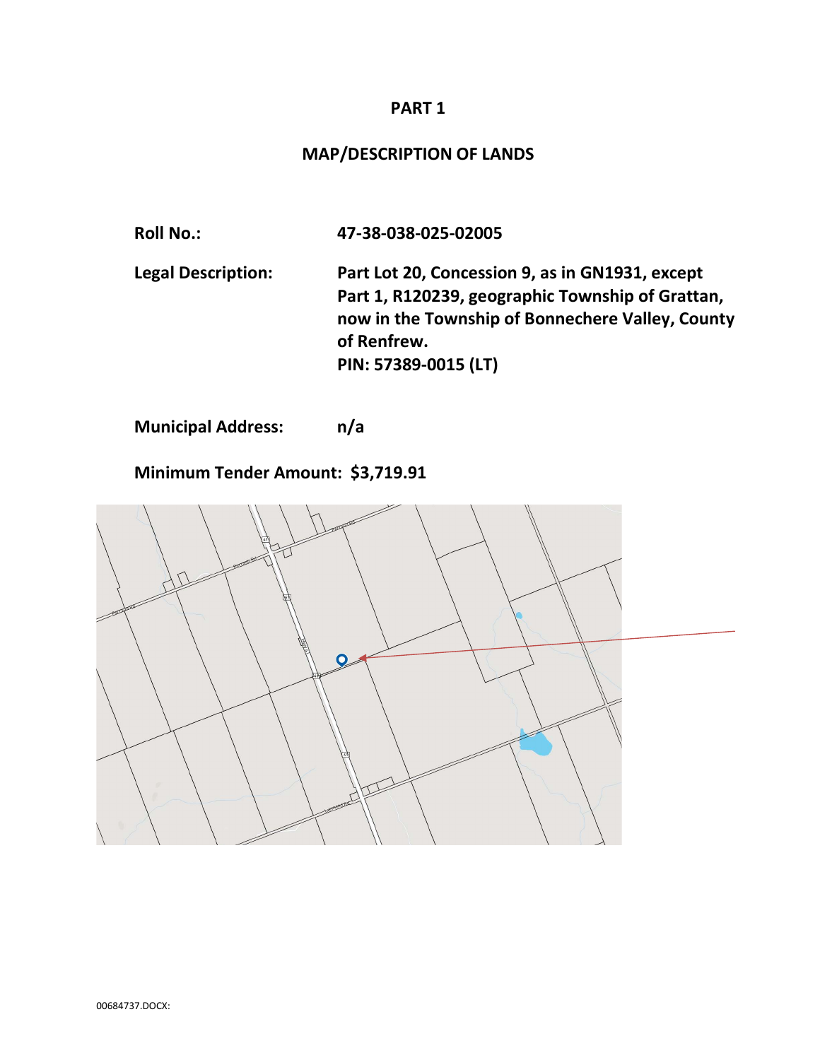# PART 1

## MAP/DESCRIPTION OF LANDS

**Roll No.:** **47-38-038-025-02005**

**Legal Description:** **Part Lot 20, Concession 9, as in GN1931, except Part 1, R120239, geographic Township of Grattan, now in the Township of Bonnechere Valley, County of Renfrew.**
**PIN: 57389-0015 (LT)**

**Municipal Address:** **n/a**

**Minimum Tender Amount: $3,719.91**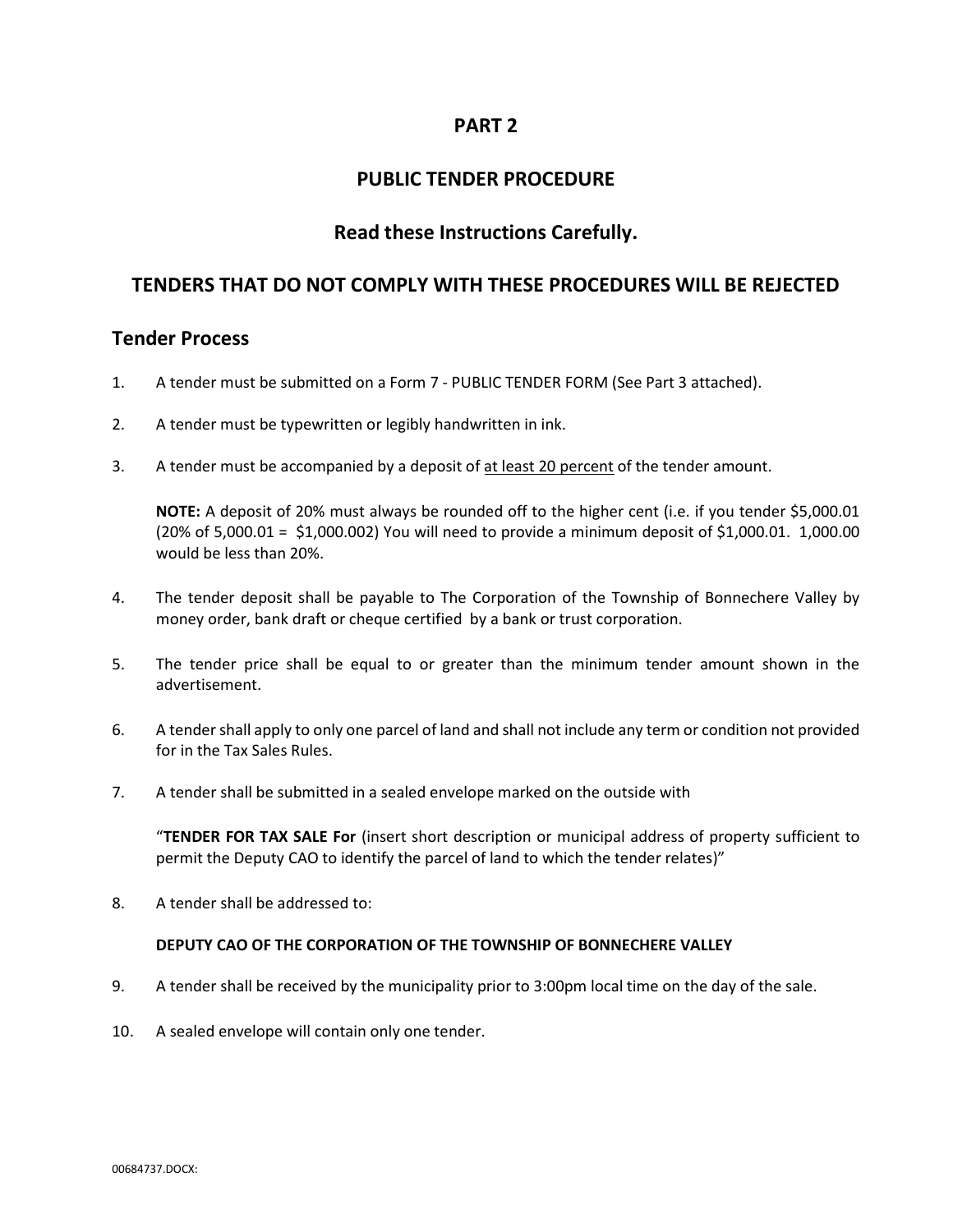# PART 2

## PUBLIC TENDER PROCEDURE

## Read these Instructions Carefully.

## TENDERS THAT DO NOT COMPLY WITH THESE PROCEDURES WILL BE REJECTED

## Tender Process

1. A tender must be submitted on a Form 7 - PUBLIC TENDER FORM (See Part 3 attached).

2. A tender must be typewritten or legibly handwritten in ink.

3. A tender must be accompanied by a deposit of at least 20 percent of the tender amount.

   **NOTE:** A deposit of 20% must always be rounded off to the higher cent (i.e. if you tender $5,000.01 (20% of 5,000.01 = $1,000.002) You will need to provide a minimum deposit of $1,000.01. 1,000.00 would be less than 20%.

4. The tender deposit shall be payable to The Corporation of the Township of Bonnechere Valley by money order, bank draft or cheque certified by a bank or trust corporation.

5. The tender price shall be equal to or greater than the minimum tender amount shown in the advertisement.

6. A tender shall apply to only one parcel of land and shall not include any term or condition not provided for in the Tax Sales Rules.

7. A tender shall be submitted in a sealed envelope marked on the outside with

   "**TENDER FOR TAX SALE For** (insert short description or municipal address of property sufficient to permit the Deputy CAO to identify the parcel of land to which the tender relates)"

8. A tender shall be addressed to:

   **DEPUTY CAO OF THE CORPORATION OF THE TOWNSHIP OF BONNECHERE VALLEY**

9. A tender shall be received by the municipality prior to 3:00pm local time on the day of the sale.

10. A sealed envelope will contain only one tender.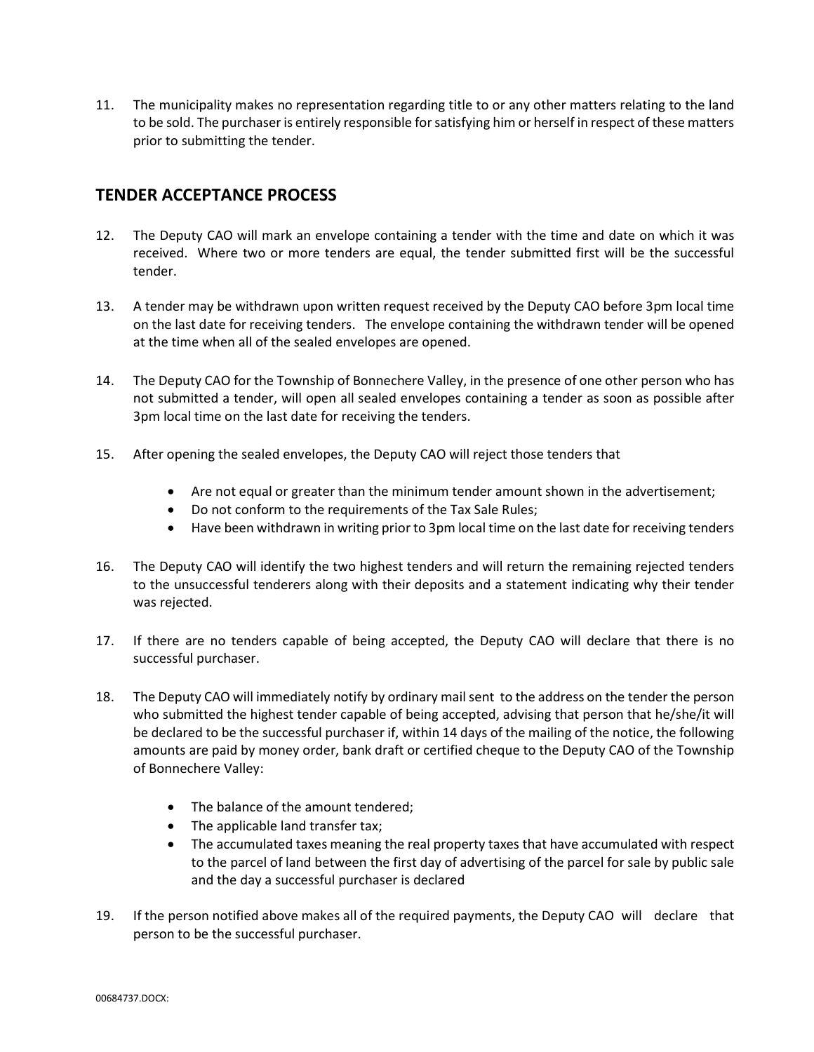11. The municipality makes no representation regarding title to or any other matters relating to the land to be sold. The purchaser is entirely responsible for satisfying him or herself in respect of these matters prior to submitting the tender.

## TENDER ACCEPTANCE PROCESS

12. The Deputy CAO will mark an envelope containing a tender with the time and date on which it was received. Where two or more tenders are equal, the tender submitted first will be the successful tender.

13. A tender may be withdrawn upon written request received by the Deputy CAO before 3pm local time on the last date for receiving tenders. The envelope containing the withdrawn tender will be opened at the time when all of the sealed envelopes are opened.

14. The Deputy CAO for the Township of Bonnechere Valley, in the presence of one other person who has not submitted a tender, will open all sealed envelopes containing a tender as soon as possible after 3pm local time on the last date for receiving the tenders.

15. After opening the sealed envelopes, the Deputy CAO will reject those tenders that

    - Are not equal or greater than the minimum tender amount shown in the advertisement;
    - Do not conform to the requirements of the Tax Sale Rules;
    - Have been withdrawn in writing prior to 3pm local time on the last date for receiving tenders

16. The Deputy CAO will identify the two highest tenders and will return the remaining rejected tenders to the unsuccessful tenderers along with their deposits and a statement indicating why their tender was rejected.

17. If there are no tenders capable of being accepted, the Deputy CAO will declare that there is no successful purchaser.

18. The Deputy CAO will immediately notify by ordinary mail sent to the address on the tender the person who submitted the highest tender capable of being accepted, advising that person that he/she/it will be declared to be the successful purchaser if, within 14 days of the mailing of the notice, the following amounts are paid by money order, bank draft or certified cheque to the Deputy CAO of the Township of Bonnechere Valley:

    - The balance of the amount tendered;
    - The applicable land transfer tax;
    - The accumulated taxes meaning the real property taxes that have accumulated with respect to the parcel of land between the first day of advertising of the parcel for sale by public sale and the day a successful purchaser is declared

19. If the person notified above makes all of the required payments, the Deputy CAO will declare that person to be the successful purchaser.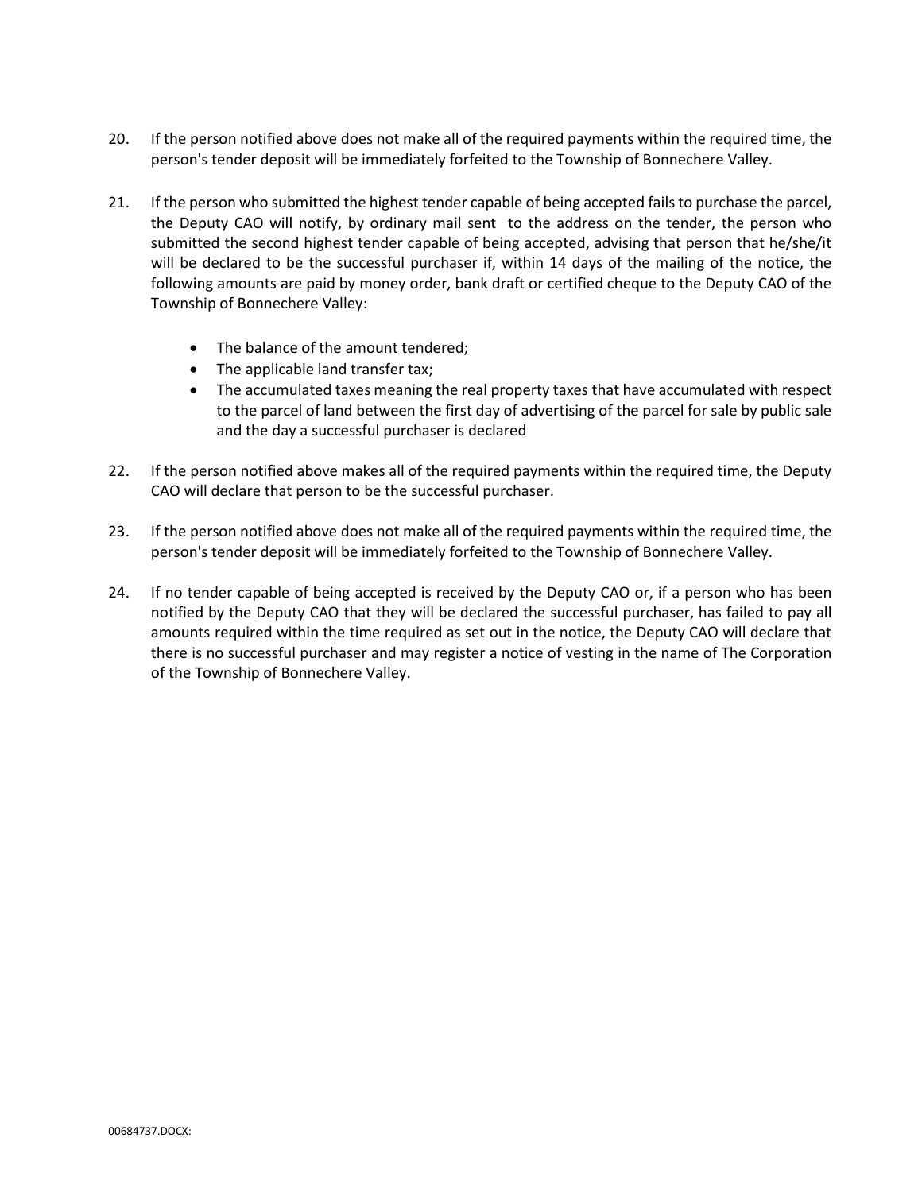20. If the person notified above does not make all of the required payments within the required time, the person's tender deposit will be immediately forfeited to the Township of Bonnechere Valley.

21. If the person who submitted the highest tender capable of being accepted fails to purchase the parcel, the Deputy CAO will notify, by ordinary mail sent to the address on the tender, the person who submitted the second highest tender capable of being accepted, advising that person that he/she/it will be declared to be the successful purchaser if, within 14 days of the mailing of the notice, the following amounts are paid by money order, bank draft or certified cheque to the Deputy CAO of the Township of Bonnechere Valley:

    - The balance of the amount tendered;
    - The applicable land transfer tax;
    - The accumulated taxes meaning the real property taxes that have accumulated with respect to the parcel of land between the first day of advertising of the parcel for sale by public sale and the day a successful purchaser is declared

22. If the person notified above makes all of the required payments within the required time, the Deputy CAO will declare that person to be the successful purchaser.

23. If the person notified above does not make all of the required payments within the required time, the person's tender deposit will be immediately forfeited to the Township of Bonnechere Valley.

24. If no tender capable of being accepted is received by the Deputy CAO or, if a person who has been notified by the Deputy CAO that they will be declared the successful purchaser, has failed to pay all amounts required within the time required as set out in the notice, the Deputy CAO will declare that there is no successful purchaser and may register a notice of vesting in the name of The Corporation of the Township of Bonnechere Valley.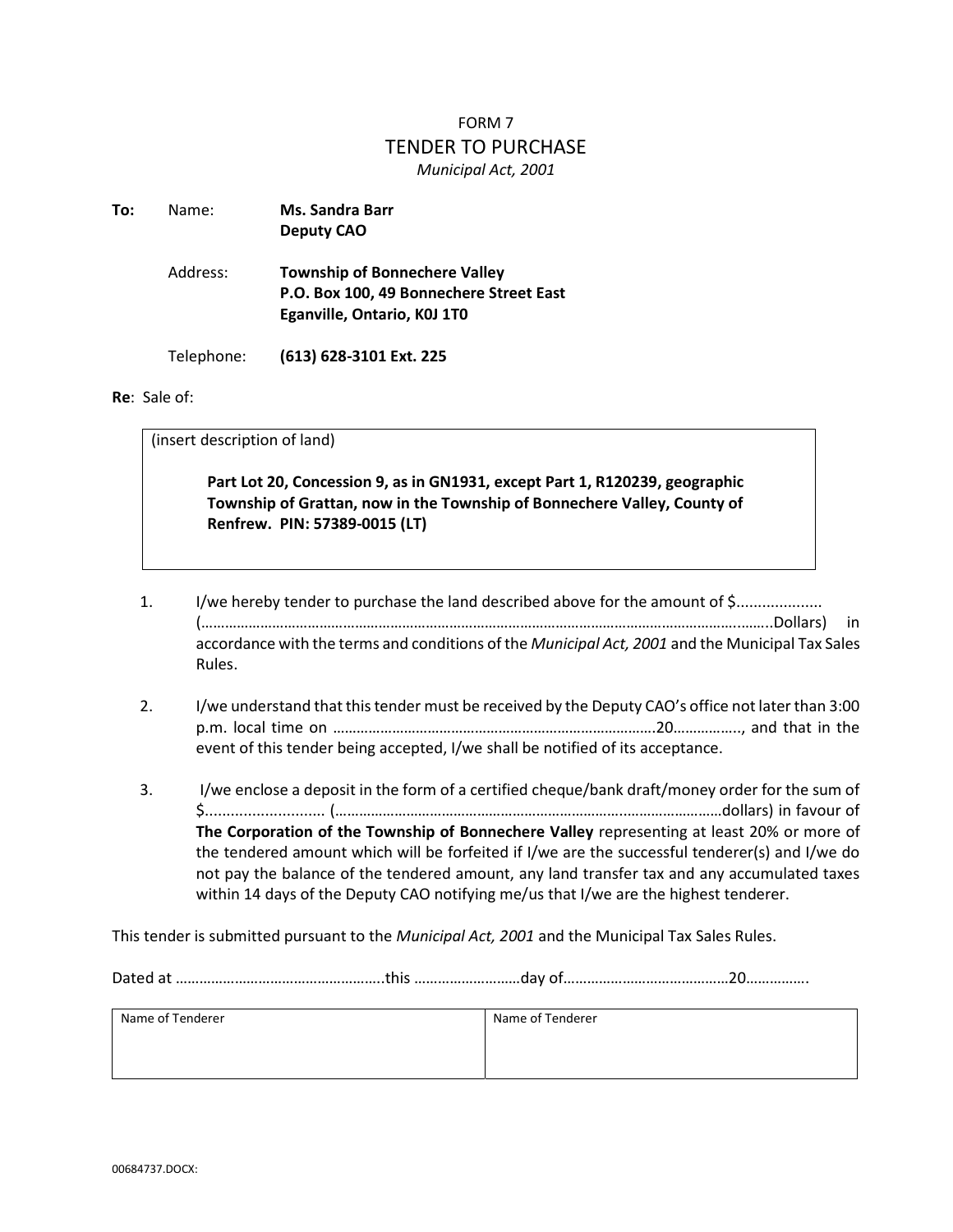FORM 7

# TENDER TO PURCHASE

*Municipal Act, 2001*

**To:** Name: **Ms. Sandra Barr**
**Deputy CAO**

Address: **Township of Bonnechere Valley**
**P.O. Box 100, 49 Bonnechere Street East**
**Eganville, Ontario, K0J 1T0**

Telephone: **(613) 628-3101 Ext. 225**

**Re**: Sale of:

| (insert description of land) |
|---|
| **Part Lot 20, Concession 9, as in GN1931, except Part 1, R120239, geographic Township of Grattan, now in the Township of Bonnechere Valley, County of Renfrew. PIN: 57389-0015 (LT)** |

1. I/we hereby tender to purchase the land described above for the amount of $................... (……………………………………………………………………………………………………………..........Dollars) in accordance with the terms and conditions of the *Municipal Act, 2001* and the Municipal Tax Sales Rules.

2. I/we understand that this tender must be received by the Deputy CAO's office not later than 3:00 p.m. local time on ……………………………………………………………………….20…………….., and that in the event of this tender being accepted, I/we shall be notified of its acceptance.

3. I/we enclose a deposit in the form of a certified cheque/bank draft/money order for the sum of $............................ (……………………………………………………………………………………dollars) in favour of **The Corporation of the Township of Bonnechere Valley** representing at least 20% or more of the tendered amount which will be forfeited if I/we are the successful tenderer(s) and I/we do not pay the balance of the tendered amount, any land transfer tax and any accumulated taxes within 14 days of the Deputy CAO notifying me/us that I/we are the highest tenderer.

This tender is submitted pursuant to the *Municipal Act, 2001* and the Municipal Tax Sales Rules.

Dated at ……………………………………………..this ……………………day of……………………………………20…………….

| Name of Tenderer | Name of Tenderer |
|---|---|
| | |

00684737.DOCX: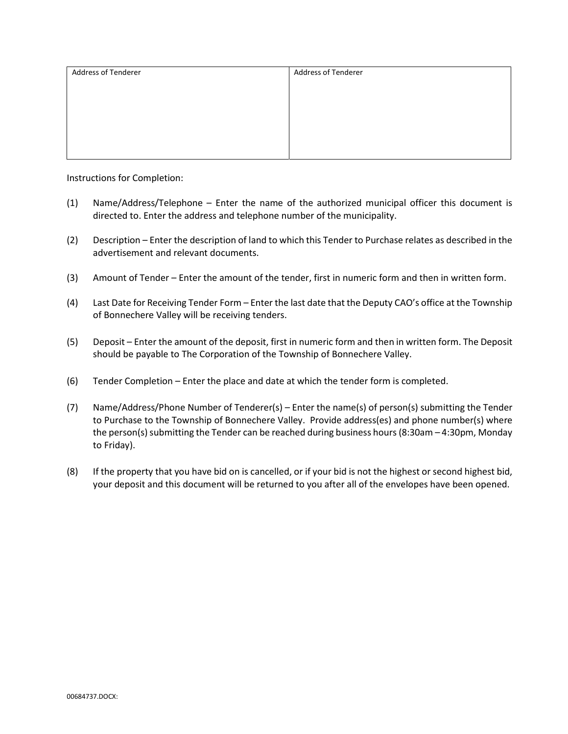| Address of Tenderer | Address of Tenderer |
| --- | --- |
| | |

Instructions for Completion:

(1) Name/Address/Telephone – Enter the name of the authorized municipal officer this document is directed to. Enter the address and telephone number of the municipality.

(2) Description – Enter the description of land to which this Tender to Purchase relates as described in the advertisement and relevant documents.

(3) Amount of Tender – Enter the amount of the tender, first in numeric form and then in written form.

(4) Last Date for Receiving Tender Form – Enter the last date that the Deputy CAO's office at the Township of Bonnechere Valley will be receiving tenders.

(5) Deposit – Enter the amount of the deposit, first in numeric form and then in written form. The Deposit should be payable to The Corporation of the Township of Bonnechere Valley.

(6) Tender Completion – Enter the place and date at which the tender form is completed.

(7) Name/Address/Phone Number of Tenderer(s) – Enter the name(s) of person(s) submitting the Tender to Purchase to the Township of Bonnechere Valley. Provide address(es) and phone number(s) where the person(s) submitting the Tender can be reached during business hours (8:30am – 4:30pm, Monday to Friday).

(8) If the property that you have bid on is cancelled, or if your bid is not the highest or second highest bid, your deposit and this document will be returned to you after all of the envelopes have been opened.

00684737.DOCX: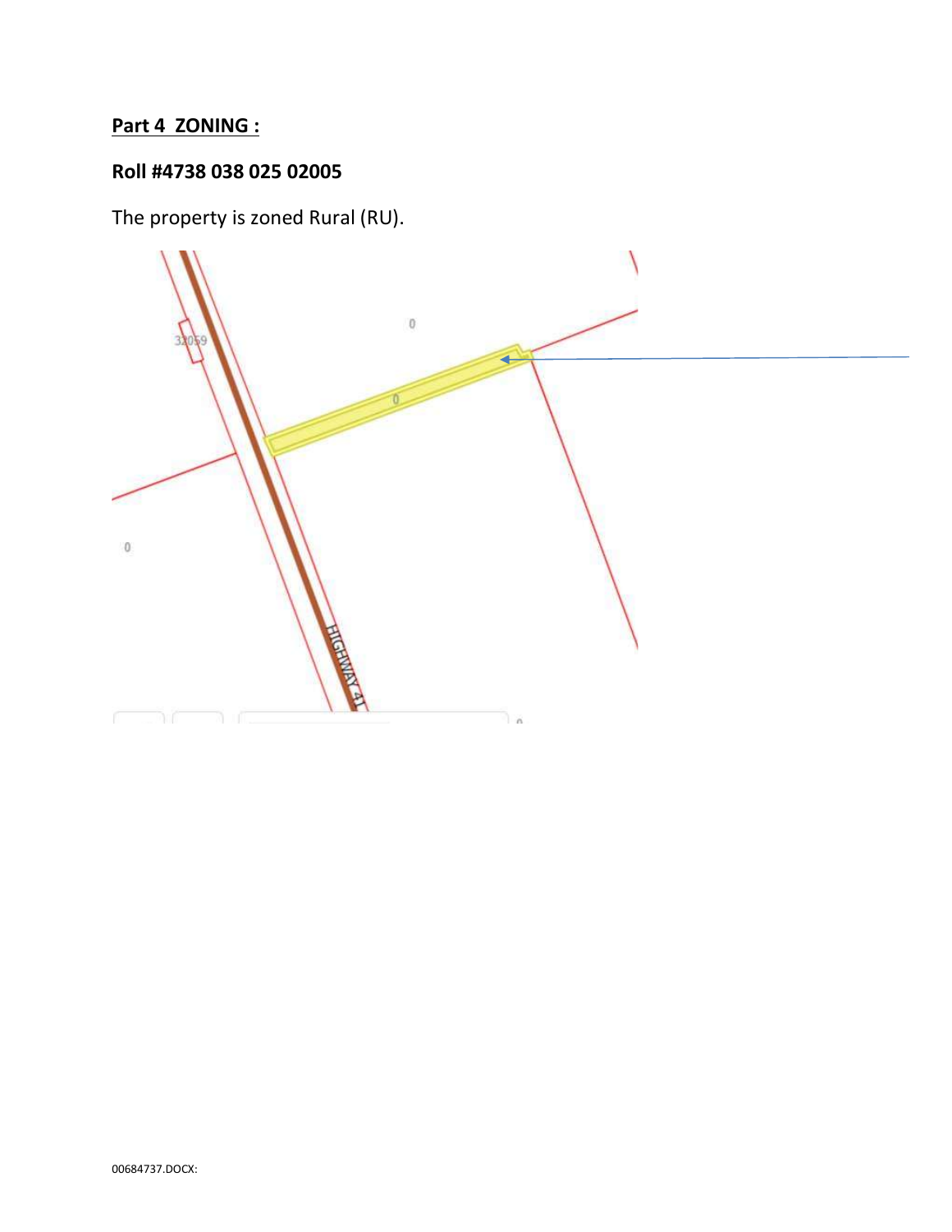## Part 4 ZONING :

### Roll #4738 038 025 02005

The property is zoned Rural (RU).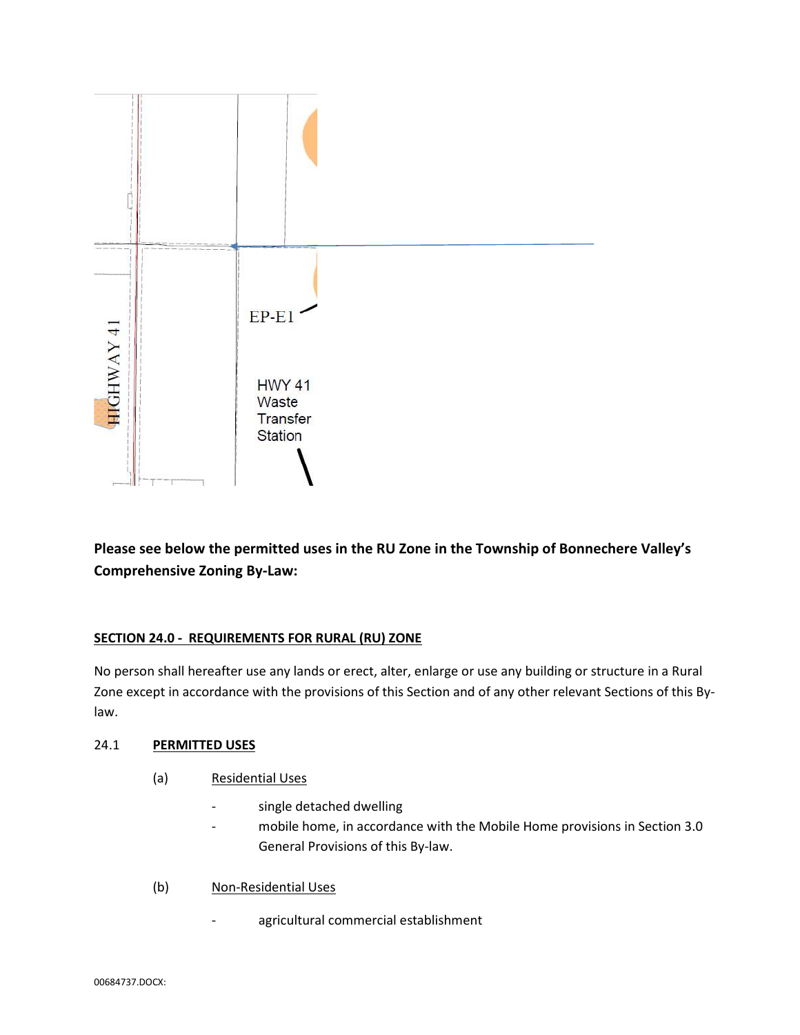**Please see below the permitted uses in the RU Zone in the Township of Bonnechere Valley's Comprehensive Zoning By-Law:**

**SECTION 24.0 - REQUIREMENTS FOR RURAL (RU) ZONE**

No person shall hereafter use any lands or erect, alter, enlarge or use any building or structure in a Rural Zone except in accordance with the provisions of this Section and of any other relevant Sections of this By-law.

24.1 **PERMITTED USES**

(a) Residential Uses

- single detached dwelling
- mobile home, in accordance with the Mobile Home provisions in Section 3.0 General Provisions of this By-law.

(b) Non-Residential Uses

- agricultural commercial establishment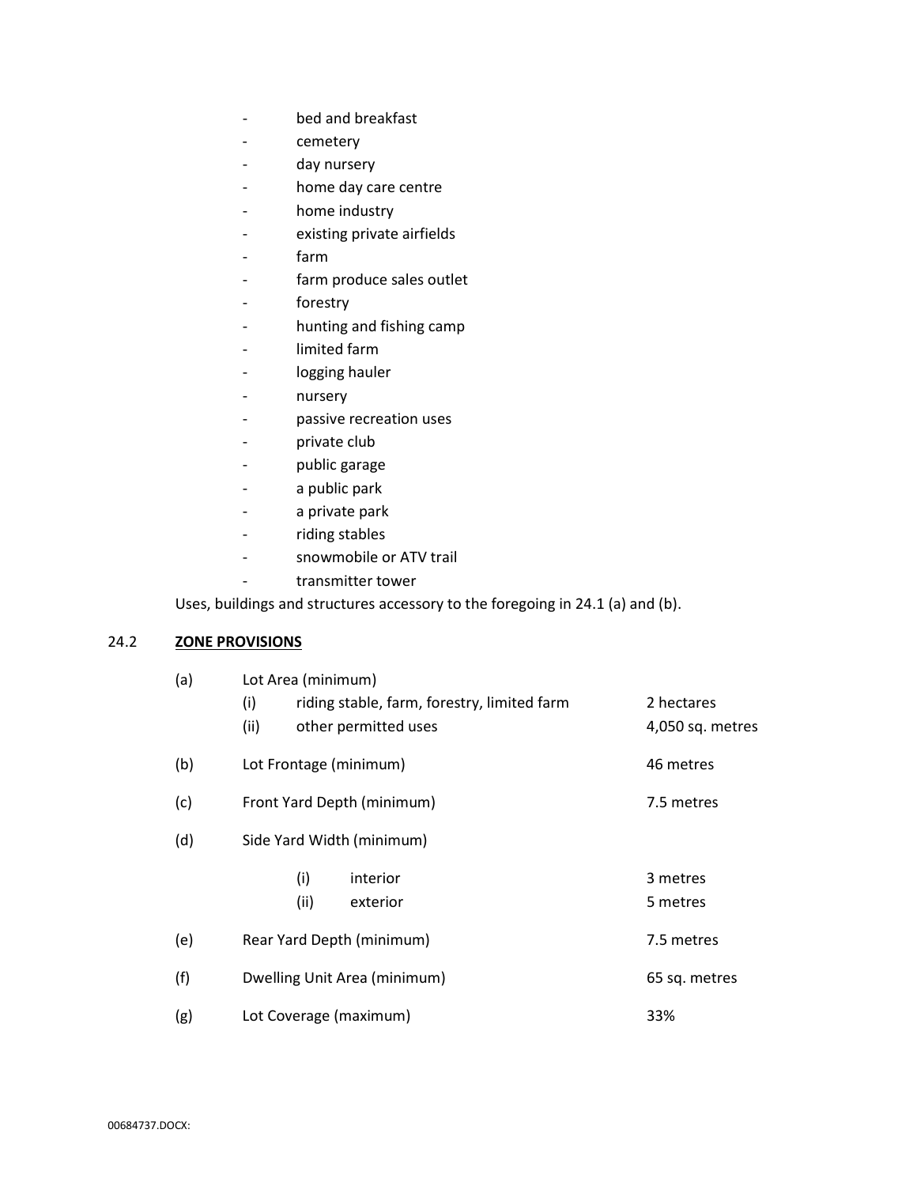- bed and breakfast
- cemetery
- day nursery
- home day care centre
- home industry
- existing private airfields
- farm
- farm produce sales outlet
- forestry
- hunting and fishing camp
- limited farm
- logging hauler
- nursery
- passive recreation uses
- private club
- public garage
- a public park
- a private park
- riding stables
- snowmobile or ATV trail
- transmitter tower

Uses, buildings and structures accessory to the foregoing in 24.1 (a) and (b).

## 24.2 ZONE PROVISIONS

| | | |
|---|---|---|
| (a) | Lot Area (minimum) | |
| | (i) riding stable, farm, forestry, limited farm | 2 hectares |
| | (ii) other permitted uses | 4,050 sq. metres |
| (b) | Lot Frontage (minimum) | 46 metres |
| (c) | Front Yard Depth (minimum) | 7.5 metres |
| (d) | Side Yard Width (minimum) | |
| | (i) interior | 3 metres |
| | (ii) exterior | 5 metres |
| (e) | Rear Yard Depth (minimum) | 7.5 metres |
| (f) | Dwelling Unit Area (minimum) | 65 sq. metres |
| (g) | Lot Coverage (maximum) | 33% |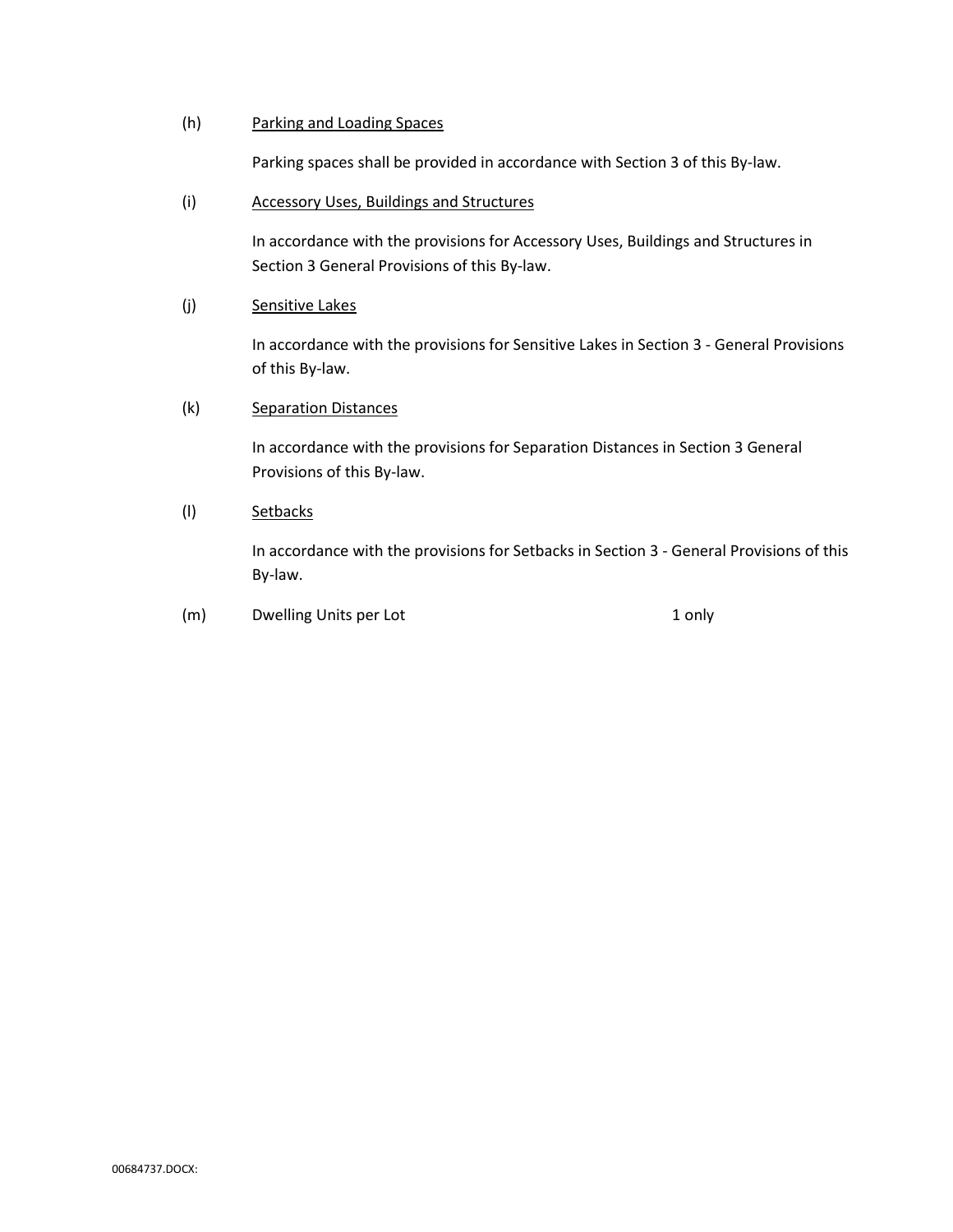(h) Parking and Loading Spaces

Parking spaces shall be provided in accordance with Section 3 of this By-law.

(i) Accessory Uses, Buildings and Structures

In accordance with the provisions for Accessory Uses, Buildings and Structures in Section 3 General Provisions of this By-law.

(j) Sensitive Lakes

In accordance with the provisions for Sensitive Lakes in Section 3 - General Provisions of this By-law.

(k) Separation Distances

In accordance with the provisions for Separation Distances in Section 3 General Provisions of this By-law.

(l) Setbacks

In accordance with the provisions for Setbacks in Section 3 - General Provisions of this By-law.

(m) Dwelling Units per Lot 1 only

00684737.DOCX: